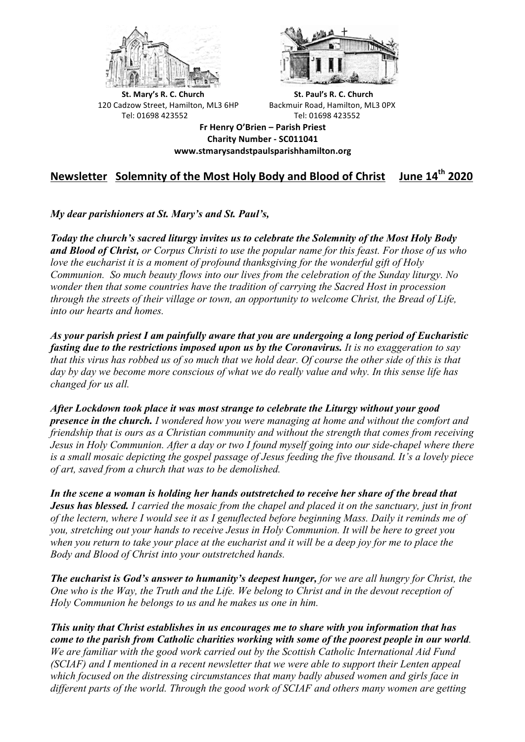**St. Mary's R. C. Church**
120 Cadzow Street, Hamilton, ML3 6HP
Tel: 01698 423552

**St. Paul's R. C. Church**
Backmuir Road, Hamilton, ML3 0PX
Tel: 01698 423552

**Fr Henry O'Brien – Parish Priest**
**Charity Number - SC011041**
**www.stmarysandstpaulsparishhamilton.org**

## Newsletter Solemnity of the Most Holy Body and Blood of Christ June 14th 2020

***My dear parishioners at St. Mary's and St. Paul's,***

***Today the church's sacred liturgy invites us to celebrate the Solemnity of the Most Holy Body and Blood of Christ,*** *or Corpus Christi to use the popular name for this feast. For those of us who love the eucharist it is a moment of profound thanksgiving for the wonderful gift of Holy Communion. So much beauty flows into our lives from the celebration of the Sunday liturgy. No wonder then that some countries have the tradition of carrying the Sacred Host in procession through the streets of their village or town, an opportunity to welcome Christ, the Bread of Life, into our hearts and homes.*

***As your parish priest I am painfully aware that you are undergoing a long period of Eucharistic fasting due to the restrictions imposed upon us by the Coronavirus.*** *It is no exaggeration to say that this virus has robbed us of so much that we hold dear. Of course the other side of this is that day by day we become more conscious of what we do really value and why. In this sense life has changed for us all.*

***After Lockdown took place it was most strange to celebrate the Liturgy without your good presence in the church.*** *I wondered how you were managing at home and without the comfort and friendship that is ours as a Christian community and without the strength that comes from receiving Jesus in Holy Communion. After a day or two I found myself going into our side-chapel where there is a small mosaic depicting the gospel passage of Jesus feeding the five thousand. It's a lovely piece of art, saved from a church that was to be demolished.*

***In the scene a woman is holding her hands outstretched to receive her share of the bread that Jesus has blessed.*** *I carried the mosaic from the chapel and placed it on the sanctuary, just in front of the lectern, where I would see it as I genuflected before beginning Mass. Daily it reminds me of you, stretching out your hands to receive Jesus in Holy Communion. It will be here to greet you when you return to take your place at the eucharist and it will be a deep joy for me to place the Body and Blood of Christ into your outstretched hands.*

***The eucharist is God's answer to humanity's deepest hunger,*** *for we are all hungry for Christ, the One who is the Way, the Truth and the Life. We belong to Christ and in the devout reception of Holy Communion he belongs to us and he makes us one in him.*

***This unity that Christ establishes in us encourages me to share with you information that has come to the parish from Catholic charities working with some of the poorest people in our world.*** *We are familiar with the good work carried out by the Scottish Catholic International Aid Fund (SCIAF) and I mentioned in a recent newsletter that we were able to support their Lenten appeal which focused on the distressing circumstances that many badly abused women and girls face in different parts of the world. Through the good work of SCIAF and others many women are getting*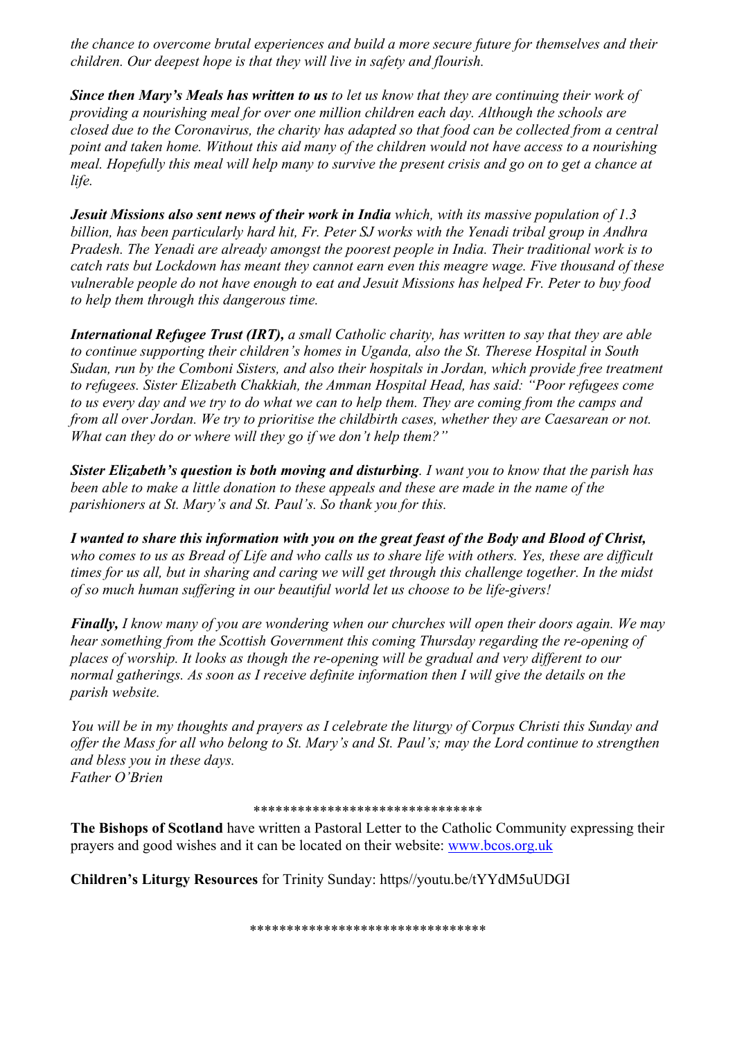*the chance to overcome brutal experiences and build a more secure future for themselves and their children. Our deepest hope is that they will live in safety and flourish.*

***Since then Mary's Meals has written to us*** *to let us know that they are continuing their work of providing a nourishing meal for over one million children each day. Although the schools are closed due to the Coronavirus, the charity has adapted so that food can be collected from a central point and taken home. Without this aid many of the children would not have access to a nourishing meal. Hopefully this meal will help many to survive the present crisis and go on to get a chance at life.*

***Jesuit Missions also sent news of their work in India*** *which, with its massive population of 1.3 billion, has been particularly hard hit, Fr. Peter SJ works with the Yenadi tribal group in Andhra Pradesh. The Yenadi are already amongst the poorest people in India. Their traditional work is to catch rats but Lockdown has meant they cannot earn even this meagre wage. Five thousand of these vulnerable people do not have enough to eat and Jesuit Missions has helped Fr. Peter to buy food to help them through this dangerous time.*

***International Refugee Trust (IRT),*** *a small Catholic charity, has written to say that they are able to continue supporting their children's homes in Uganda, also the St. Therese Hospital in South Sudan, run by the Comboni Sisters, and also their hospitals in Jordan, which provide free treatment to refugees. Sister Elizabeth Chakkiah, the Amman Hospital Head, has said: "Poor refugees come to us every day and we try to do what we can to help them. They are coming from the camps and from all over Jordan. We try to prioritise the childbirth cases, whether they are Caesarean or not. What can they do or where will they go if we don't help them?"*

***Sister Elizabeth's question is both moving and disturbing****. I want you to know that the parish has been able to make a little donation to these appeals and these are made in the name of the parishioners at St. Mary's and St. Paul's. So thank you for this.*

***I wanted to share this information with you on the great feast of the Body and Blood of Christ,*** *who comes to us as Bread of Life and who calls us to share life with others. Yes, these are difficult times for us all, but in sharing and caring we will get through this challenge together. In the midst of so much human suffering in our beautiful world let us choose to be life-givers!*

***Finally,*** *I know many of you are wondering when our churches will open their doors again. We may hear something from the Scottish Government this coming Thursday regarding the re-opening of places of worship. It looks as though the re-opening will be gradual and very different to our normal gatherings. As soon as I receive definite information then I will give the details on the parish website.*

*You will be in my thoughts and prayers as I celebrate the liturgy of Corpus Christi this Sunday and offer the Mass for all who belong to St. Mary's and St. Paul's; may the Lord continue to strengthen and bless you in these days.*
*Father O'Brien*

*******************************

**The Bishops of Scotland** have written a Pastoral Letter to the Catholic Community expressing their prayers and good wishes and it can be located on their website: www.bcos.org.uk

**Children's Liturgy Resources** for Trinity Sunday: https//youtu.be/tYYdM5uUDGI

********************************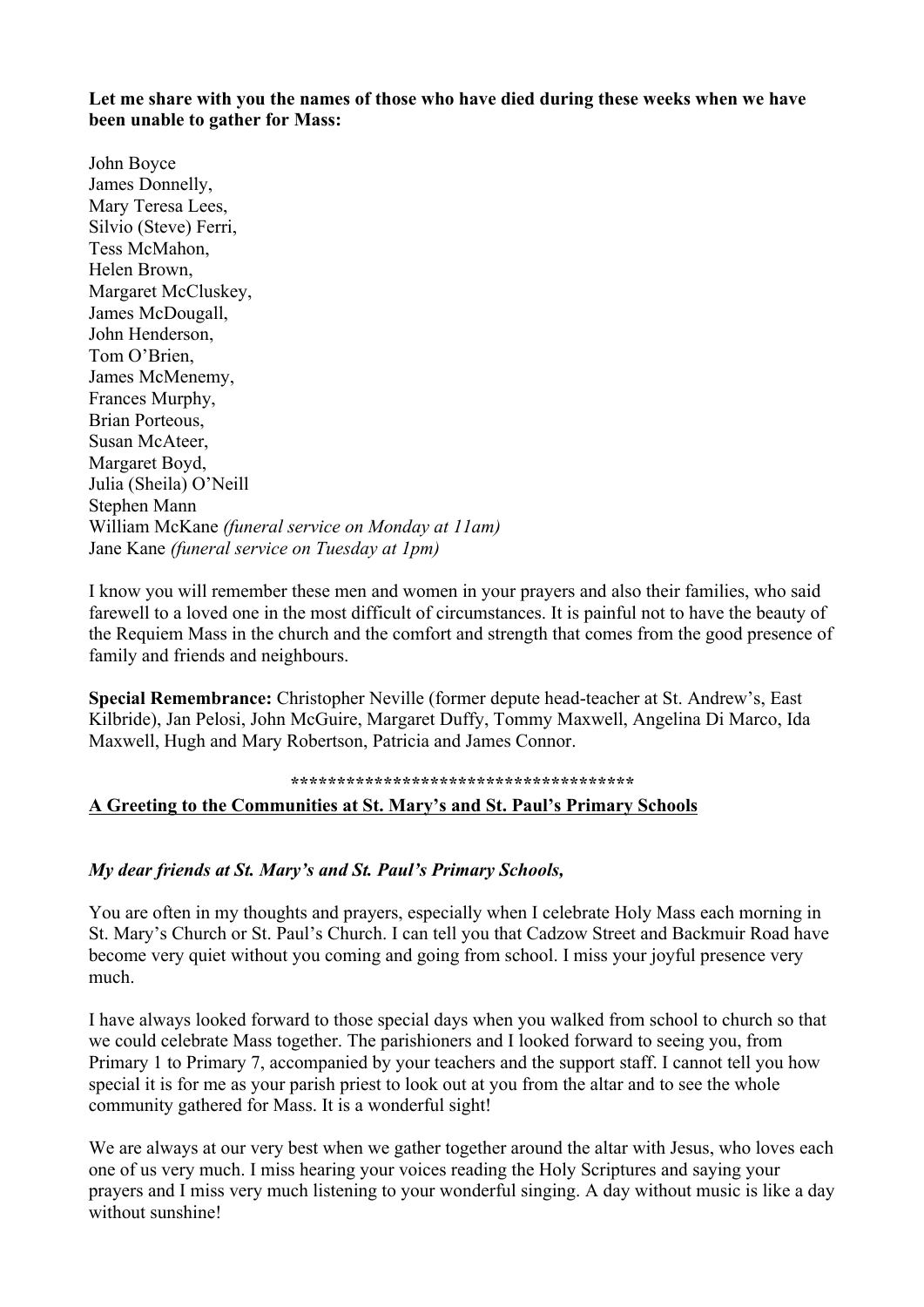**Let me share with you the names of those who have died during these weeks when we have been unable to gather for Mass:**

John Boyce  
James Donnelly,  
Mary Teresa Lees,  
Silvio (Steve) Ferri,  
Tess McMahon,  
Helen Brown,  
Margaret McCluskey,  
James McDougall,  
John Henderson,  
Tom O'Brien,  
James McMenemy,  
Frances Murphy,  
Brian Porteous,  
Susan McAteer,  
Margaret Boyd,  
Julia (Sheila) O'Neill  
Stephen Mann  
William McKane *(funeral service on Monday at 11am)*  
Jane Kane *(funeral service on Tuesday at 1pm)*

I know you will remember these men and women in your prayers and also their families, who said farewell to a loved one in the most difficult of circumstances. It is painful not to have the beauty of the Requiem Mass in the church and the comfort and strength that comes from the good presence of family and friends and neighbours.

**Special Remembrance:** Christopher Neville (former depute head-teacher at St. Andrew's, East Kilbride), Jan Pelosi, John McGuire, Margaret Duffy, Tommy Maxwell, Angelina Di Marco, Ida Maxwell, Hugh and Mary Robertson, Patricia and James Connor.

**************************************

<u>**A Greeting to the Communities at St. Mary's and St. Paul's Primary Schools**</u>

***My dear friends at St. Mary's and St. Paul's Primary Schools,***

You are often in my thoughts and prayers, especially when I celebrate Holy Mass each morning in St. Mary's Church or St. Paul's Church. I can tell you that Cadzow Street and Backmuir Road have become very quiet without you coming and going from school. I miss your joyful presence very much.

I have always looked forward to those special days when you walked from school to church so that we could celebrate Mass together. The parishioners and I looked forward to seeing you, from Primary 1 to Primary 7, accompanied by your teachers and the support staff. I cannot tell you how special it is for me as your parish priest to look out at you from the altar and to see the whole community gathered for Mass. It is a wonderful sight!

We are always at our very best when we gather together around the altar with Jesus, who loves each one of us very much. I miss hearing your voices reading the Holy Scriptures and saying your prayers and I miss very much listening to your wonderful singing. A day without music is like a day without sunshine!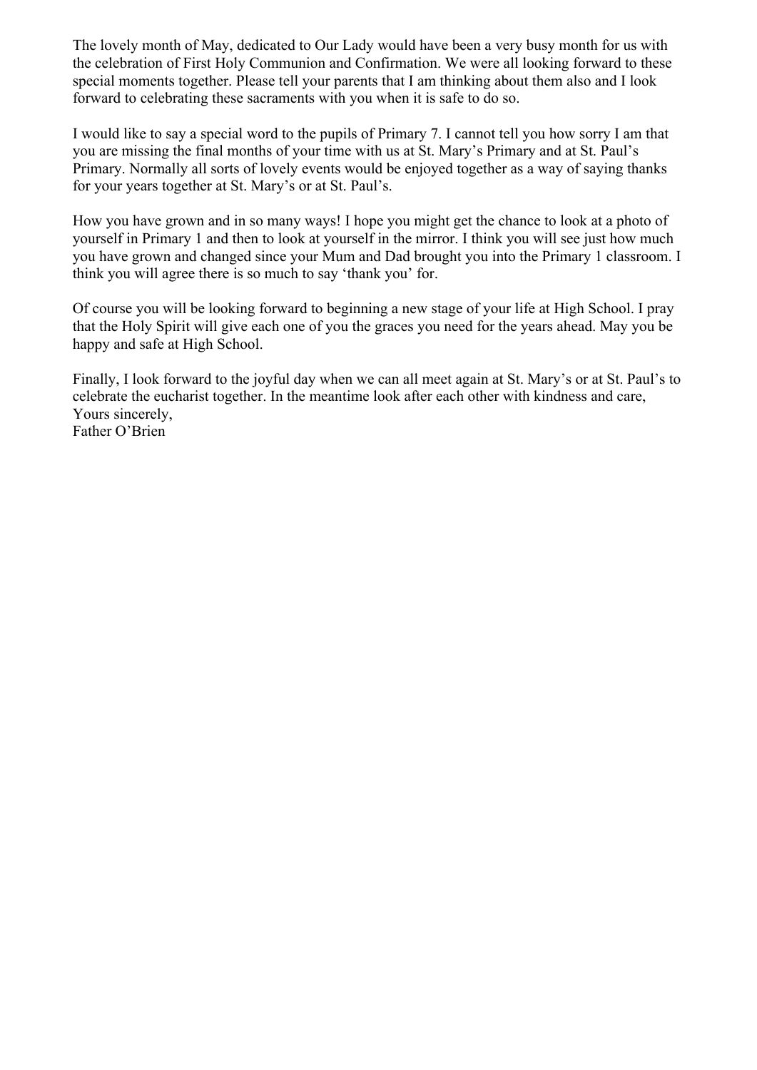The lovely month of May, dedicated to Our Lady would have been a very busy month for us with the celebration of First Holy Communion and Confirmation. We were all looking forward to these special moments together. Please tell your parents that I am thinking about them also and I look forward to celebrating these sacraments with you when it is safe to do so.

I would like to say a special word to the pupils of Primary 7. I cannot tell you how sorry I am that you are missing the final months of your time with us at St. Mary's Primary and at St. Paul's Primary. Normally all sorts of lovely events would be enjoyed together as a way of saying thanks for your years together at St. Mary's or at St. Paul's.

How you have grown and in so many ways! I hope you might get the chance to look at a photo of yourself in Primary 1 and then to look at yourself in the mirror. I think you will see just how much you have grown and changed since your Mum and Dad brought you into the Primary 1 classroom. I think you will agree there is so much to say 'thank you' for.

Of course you will be looking forward to beginning a new stage of your life at High School. I pray that the Holy Spirit will give each one of you the graces you need for the years ahead. May you be happy and safe at High School.

Finally, I look forward to the joyful day when we can all meet again at St. Mary's or at St. Paul's to celebrate the eucharist together. In the meantime look after each other with kindness and care,
Yours sincerely,
Father O'Brien